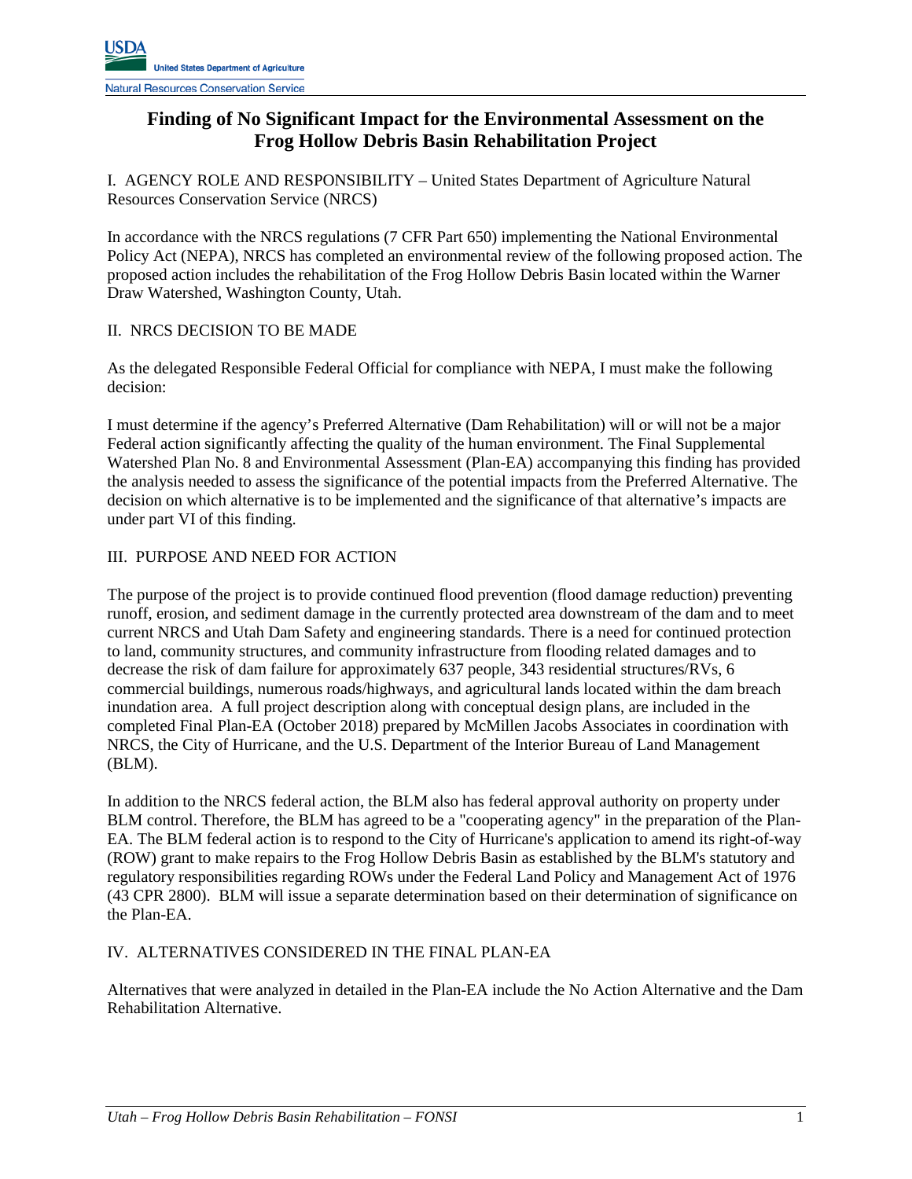# Finding of No Significant Impact for the Environmental Assessment on the Frog Hollow Debris Basin Rehabilitation Project

I. AGENCY ROLE AND RESPONSIBILITY – United States Department of Agriculture Natural Resources Conservation Service (NRCS)

In accordance with the NRCS regulations (7 CFR Part 650) implementing the National Environmental Policy Act (NEPA), NRCS has completed an environmental review of the following proposed action. The proposed action includes the rehabilitation of the Frog Hollow Debris Basin located within the Warner Draw Watershed, Washington County, Utah.

II. NRCS DECISION TO BE MADE

As the delegated Responsible Federal Official for compliance with NEPA, I must make the following decision:

I must determine if the agency's Preferred Alternative (Dam Rehabilitation) will or will not be a major Federal action significantly affecting the quality of the human environment. The Final Supplemental Watershed Plan No. 8 and Environmental Assessment (Plan-EA) accompanying this finding has provided the analysis needed to assess the significance of the potential impacts from the Preferred Alternative. The decision on which alternative is to be implemented and the significance of that alternative's impacts are under part VI of this finding.

III. PURPOSE AND NEED FOR ACTION

The purpose of the project is to provide continued flood prevention (flood damage reduction) preventing runoff, erosion, and sediment damage in the currently protected area downstream of the dam and to meet current NRCS and Utah Dam Safety and engineering standards. There is a need for continued protection to land, community structures, and community infrastructure from flooding related damages and to decrease the risk of dam failure for approximately 637 people, 343 residential structures/RVs, 6 commercial buildings, numerous roads/highways, and agricultural lands located within the dam breach inundation area. A full project description along with conceptual design plans, are included in the completed Final Plan-EA (October 2018) prepared by McMillen Jacobs Associates in coordination with NRCS, the City of Hurricane, and the U.S. Department of the Interior Bureau of Land Management (BLM).

In addition to the NRCS federal action, the BLM also has federal approval authority on property under BLM control. Therefore, the BLM has agreed to be a "cooperating agency" in the preparation of the Plan-EA. The BLM federal action is to respond to the City of Hurricane's application to amend its right-of-way (ROW) grant to make repairs to the Frog Hollow Debris Basin as established by the BLM's statutory and regulatory responsibilities regarding ROWs under the Federal Land Policy and Management Act of 1976 (43 CPR 2800). BLM will issue a separate determination based on their determination of significance on the Plan-EA.

IV. ALTERNATIVES CONSIDERED IN THE FINAL PLAN-EA

Alternatives that were analyzed in detailed in the Plan-EA include the No Action Alternative and the Dam Rehabilitation Alternative.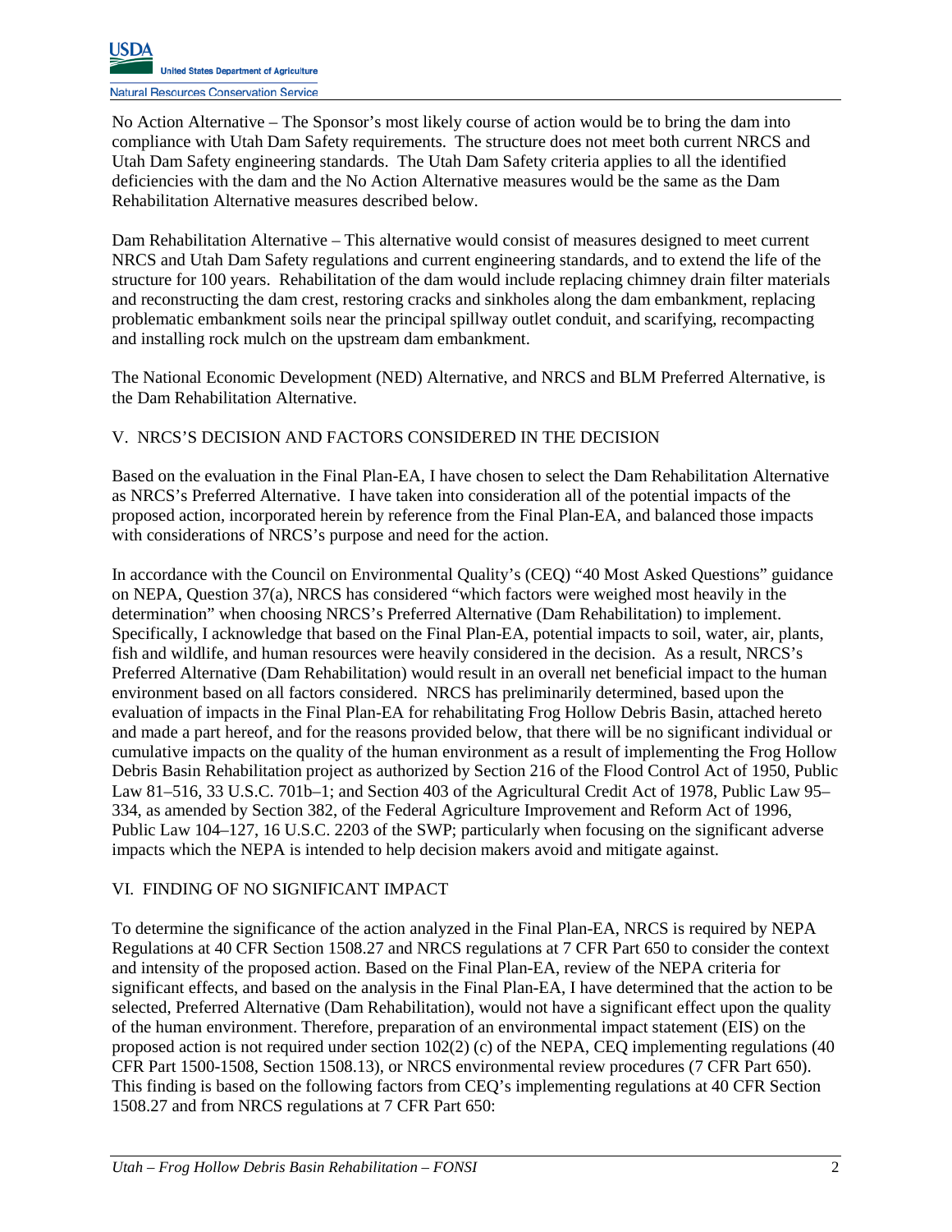No Action Alternative – The Sponsor's most likely course of action would be to bring the dam into compliance with Utah Dam Safety requirements. The structure does not meet both current NRCS and Utah Dam Safety engineering standards. The Utah Dam Safety criteria applies to all the identified deficiencies with the dam and the No Action Alternative measures would be the same as the Dam Rehabilitation Alternative measures described below.

Dam Rehabilitation Alternative – This alternative would consist of measures designed to meet current NRCS and Utah Dam Safety regulations and current engineering standards, and to extend the life of the structure for 100 years. Rehabilitation of the dam would include replacing chimney drain filter materials and reconstructing the dam crest, restoring cracks and sinkholes along the dam embankment, replacing problematic embankment soils near the principal spillway outlet conduit, and scarifying, recompacting and installing rock mulch on the upstream dam embankment.

The National Economic Development (NED) Alternative, and NRCS and BLM Preferred Alternative, is the Dam Rehabilitation Alternative.

## V. NRCS'S DECISION AND FACTORS CONSIDERED IN THE DECISION

Based on the evaluation in the Final Plan-EA, I have chosen to select the Dam Rehabilitation Alternative as NRCS's Preferred Alternative. I have taken into consideration all of the potential impacts of the proposed action, incorporated herein by reference from the Final Plan-EA, and balanced those impacts with considerations of NRCS's purpose and need for the action.

In accordance with the Council on Environmental Quality's (CEQ) "40 Most Asked Questions" guidance on NEPA, Question 37(a), NRCS has considered "which factors were weighed most heavily in the determination" when choosing NRCS's Preferred Alternative (Dam Rehabilitation) to implement. Specifically, I acknowledge that based on the Final Plan-EA, potential impacts to soil, water, air, plants, fish and wildlife, and human resources were heavily considered in the decision. As a result, NRCS's Preferred Alternative (Dam Rehabilitation) would result in an overall net beneficial impact to the human environment based on all factors considered. NRCS has preliminarily determined, based upon the evaluation of impacts in the Final Plan-EA for rehabilitating Frog Hollow Debris Basin, attached hereto and made a part hereof, and for the reasons provided below, that there will be no significant individual or cumulative impacts on the quality of the human environment as a result of implementing the Frog Hollow Debris Basin Rehabilitation project as authorized by Section 216 of the Flood Control Act of 1950, Public Law 81–516, 33 U.S.C. 701b–1; and Section 403 of the Agricultural Credit Act of 1978, Public Law 95–334, as amended by Section 382, of the Federal Agriculture Improvement and Reform Act of 1996, Public Law 104–127, 16 U.S.C. 2203 of the SWP; particularly when focusing on the significant adverse impacts which the NEPA is intended to help decision makers avoid and mitigate against.

## VI. FINDING OF NO SIGNIFICANT IMPACT

To determine the significance of the action analyzed in the Final Plan-EA, NRCS is required by NEPA Regulations at 40 CFR Section 1508.27 and NRCS regulations at 7 CFR Part 650 to consider the context and intensity of the proposed action. Based on the Final Plan-EA, review of the NEPA criteria for significant effects, and based on the analysis in the Final Plan-EA, I have determined that the action to be selected, Preferred Alternative (Dam Rehabilitation), would not have a significant effect upon the quality of the human environment. Therefore, preparation of an environmental impact statement (EIS) on the proposed action is not required under section 102(2) (c) of the NEPA, CEQ implementing regulations (40 CFR Part 1500-1508, Section 1508.13), or NRCS environmental review procedures (7 CFR Part 650). This finding is based on the following factors from CEQ's implementing regulations at 40 CFR Section 1508.27 and from NRCS regulations at 7 CFR Part 650: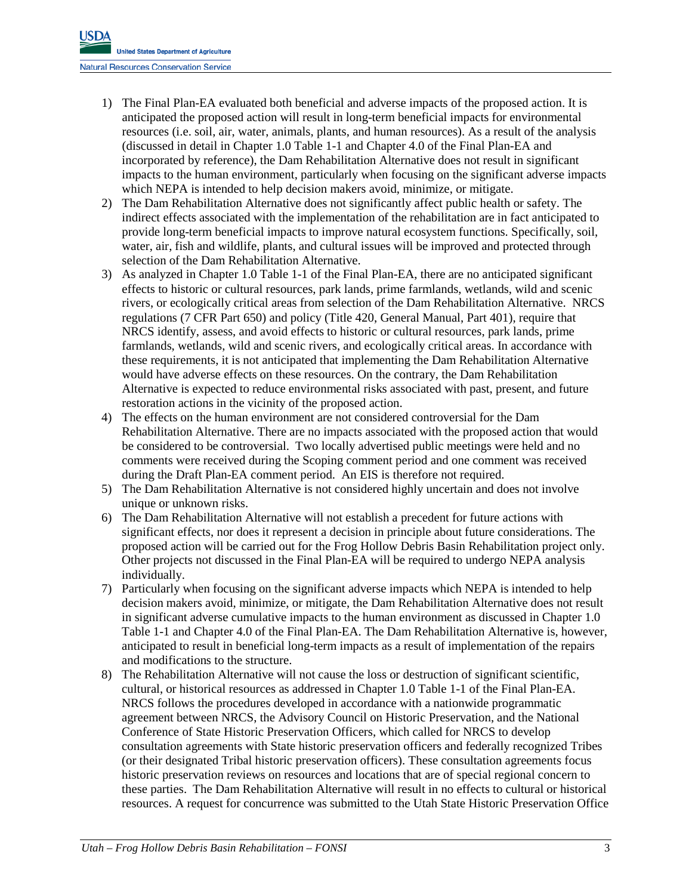1) The Final Plan-EA evaluated both beneficial and adverse impacts of the proposed action. It is anticipated the proposed action will result in long-term beneficial impacts for environmental resources (i.e. soil, air, water, animals, plants, and human resources). As a result of the analysis (discussed in detail in Chapter 1.0 Table 1-1 and Chapter 4.0 of the Final Plan-EA and incorporated by reference), the Dam Rehabilitation Alternative does not result in significant impacts to the human environment, particularly when focusing on the significant adverse impacts which NEPA is intended to help decision makers avoid, minimize, or mitigate.
2) The Dam Rehabilitation Alternative does not significantly affect public health or safety. The indirect effects associated with the implementation of the rehabilitation are in fact anticipated to provide long-term beneficial impacts to improve natural ecosystem functions. Specifically, soil, water, air, fish and wildlife, plants, and cultural issues will be improved and protected through selection of the Dam Rehabilitation Alternative.
3) As analyzed in Chapter 1.0 Table 1-1 of the Final Plan-EA, there are no anticipated significant effects to historic or cultural resources, park lands, prime farmlands, wetlands, wild and scenic rivers, or ecologically critical areas from selection of the Dam Rehabilitation Alternative. NRCS regulations (7 CFR Part 650) and policy (Title 420, General Manual, Part 401), require that NRCS identify, assess, and avoid effects to historic or cultural resources, park lands, prime farmlands, wetlands, wild and scenic rivers, and ecologically critical areas. In accordance with these requirements, it is not anticipated that implementing the Dam Rehabilitation Alternative would have adverse effects on these resources. On the contrary, the Dam Rehabilitation Alternative is expected to reduce environmental risks associated with past, present, and future restoration actions in the vicinity of the proposed action.
4) The effects on the human environment are not considered controversial for the Dam Rehabilitation Alternative. There are no impacts associated with the proposed action that would be considered to be controversial. Two locally advertised public meetings were held and no comments were received during the Scoping comment period and one comment was received during the Draft Plan-EA comment period. An EIS is therefore not required.
5) The Dam Rehabilitation Alternative is not considered highly uncertain and does not involve unique or unknown risks.
6) The Dam Rehabilitation Alternative will not establish a precedent for future actions with significant effects, nor does it represent a decision in principle about future considerations. The proposed action will be carried out for the Frog Hollow Debris Basin Rehabilitation project only. Other projects not discussed in the Final Plan-EA will be required to undergo NEPA analysis individually.
7) Particularly when focusing on the significant adverse impacts which NEPA is intended to help decision makers avoid, minimize, or mitigate, the Dam Rehabilitation Alternative does not result in significant adverse cumulative impacts to the human environment as discussed in Chapter 1.0 Table 1-1 and Chapter 4.0 of the Final Plan-EA. The Dam Rehabilitation Alternative is, however, anticipated to result in beneficial long-term impacts as a result of implementation of the repairs and modifications to the structure.
8) The Rehabilitation Alternative will not cause the loss or destruction of significant scientific, cultural, or historical resources as addressed in Chapter 1.0 Table 1-1 of the Final Plan-EA. NRCS follows the procedures developed in accordance with a nationwide programmatic agreement between NRCS, the Advisory Council on Historic Preservation, and the National Conference of State Historic Preservation Officers, which called for NRCS to develop consultation agreements with State historic preservation officers and federally recognized Tribes (or their designated Tribal historic preservation officers). These consultation agreements focus historic preservation reviews on resources and locations that are of special regional concern to these parties. The Dam Rehabilitation Alternative will result in no effects to cultural or historical resources. A request for concurrence was submitted to the Utah State Historic Preservation Office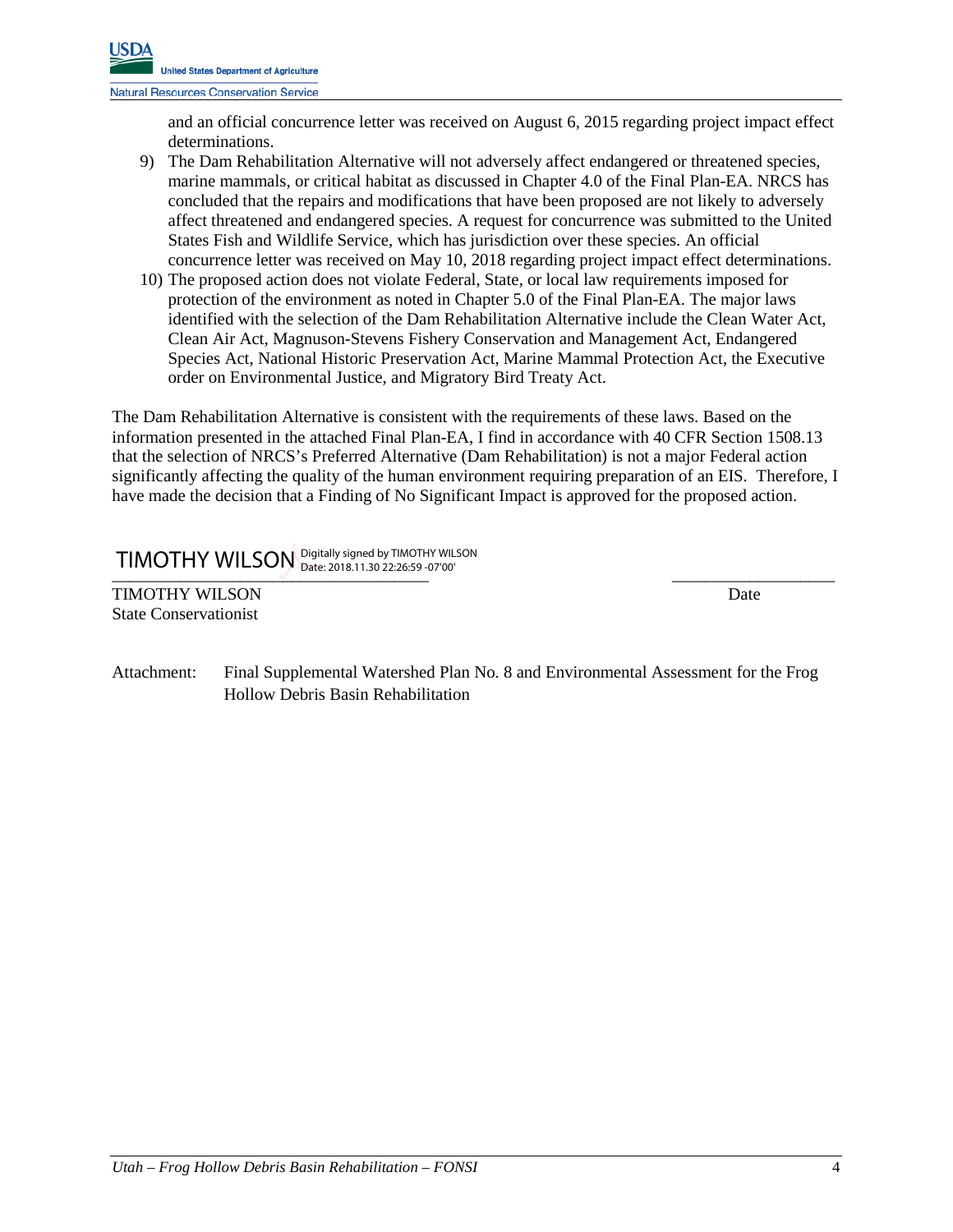and an official concurrence letter was received on August 6, 2015 regarding project impact effect determinations.

9) The Dam Rehabilitation Alternative will not adversely affect endangered or threatened species, marine mammals, or critical habitat as discussed in Chapter 4.0 of the Final Plan-EA. NRCS has concluded that the repairs and modifications that have been proposed are not likely to adversely affect threatened and endangered species. A request for concurrence was submitted to the United States Fish and Wildlife Service, which has jurisdiction over these species. An official concurrence letter was received on May 10, 2018 regarding project impact effect determinations.
10) The proposed action does not violate Federal, State, or local law requirements imposed for protection of the environment as noted in Chapter 5.0 of the Final Plan-EA. The major laws identified with the selection of the Dam Rehabilitation Alternative include the Clean Water Act, Clean Air Act, Magnuson-Stevens Fishery Conservation and Management Act, Endangered Species Act, National Historic Preservation Act, Marine Mammal Protection Act, the Executive order on Environmental Justice, and Migratory Bird Treaty Act.

The Dam Rehabilitation Alternative is consistent with the requirements of these laws. Based on the information presented in the attached Final Plan-EA, I find in accordance with 40 CFR Section 1508.13 that the selection of NRCS's Preferred Alternative (Dam Rehabilitation) is not a major Federal action significantly affecting the quality of the human environment requiring preparation of an EIS. Therefore, I have made the decision that a Finding of No Significant Impact is approved for the proposed action.

TIMOTHY WILSON Digitally signed by TIMOTHY WILSON Date: 2018.11.30 22:26:59 -07'00'

TIMOTHY WILSON
State Conservationist

Date

Attachment: Final Supplemental Watershed Plan No. 8 and Environmental Assessment for the Frog Hollow Debris Basin Rehabilitation